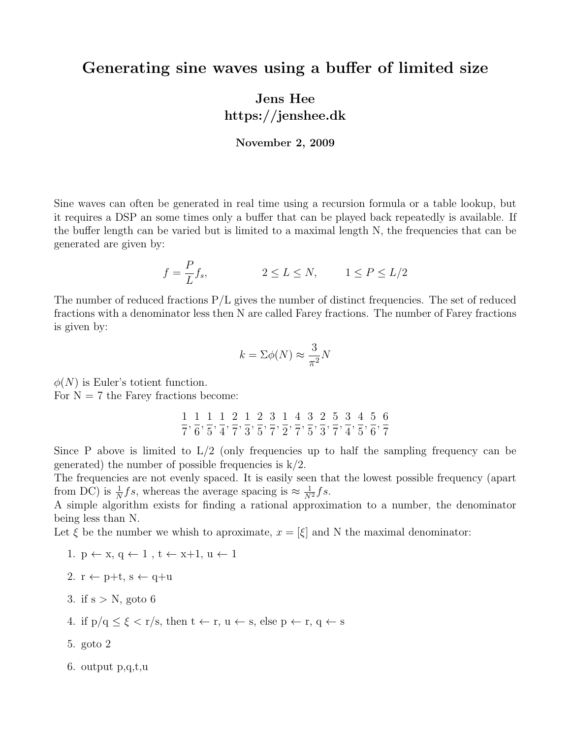# Generating sine waves using a buffer of limited size

**Jens Hee**
**https://jenshee.dk**

**November 2, 2009**

Sine waves can often be generated in real time using a recursion formula or a table lookup, but it requires a DSP an some times only a buffer that can be played back repeatedly is available. If the buffer length can be varied but is limited to a maximal length N, the frequencies that can be generated are given by:

$$f = \frac{P}{L} f_s, \qquad 2 \leq L \leq N, \qquad 1 \leq P \leq L/2$$

The number of reduced fractions P/L gives the number of distinct frequencies. The set of reduced fractions with a denominator less then N are called Farey fractions. The number of Farey fractions is given by:

$$k = \Sigma\phi(N) \approx \frac{3}{\pi^2} N$$

$\phi(N)$ is Euler's totient function.
For N = 7 the Farey fractions become:

$$\frac{1}{7}, \frac{1}{6}, \frac{1}{5}, \frac{1}{4}, \frac{2}{7}, \frac{1}{3}, \frac{2}{5}, \frac{3}{7}, \frac{1}{2}, \frac{4}{7}, \frac{3}{5}, \frac{2}{3}, \frac{5}{7}, \frac{3}{4}, \frac{4}{5}, \frac{5}{6}, \frac{6}{7}$$

Since P above is limited to L/2 (only frequencies up to half the sampling frequency can be generated) the number of possible frequencies is k/2.
The frequencies are not evenly spaced. It is easily seen that the lowest possible frequency (apart from DC) is $\frac{1}{N} fs$, whereas the average spacing is $\approx \frac{1}{N^2} fs$.
A simple algorithm exists for finding a rational approximation to a number, the denominator being less than N.
Let $\xi$ be the number we whish to aproximate, $x = [\xi]$ and N the maximal denominator:

1. p ← x, q ← 1 , t ← x+1, u ← 1
2. r ← p+t, s ← q+u
3. if s > N, goto 6
4. if $p/q \leq \xi < r/s$, then t ← r, u ← s, else p ← r, q ← s
5. goto 2
6. output p,q,t,u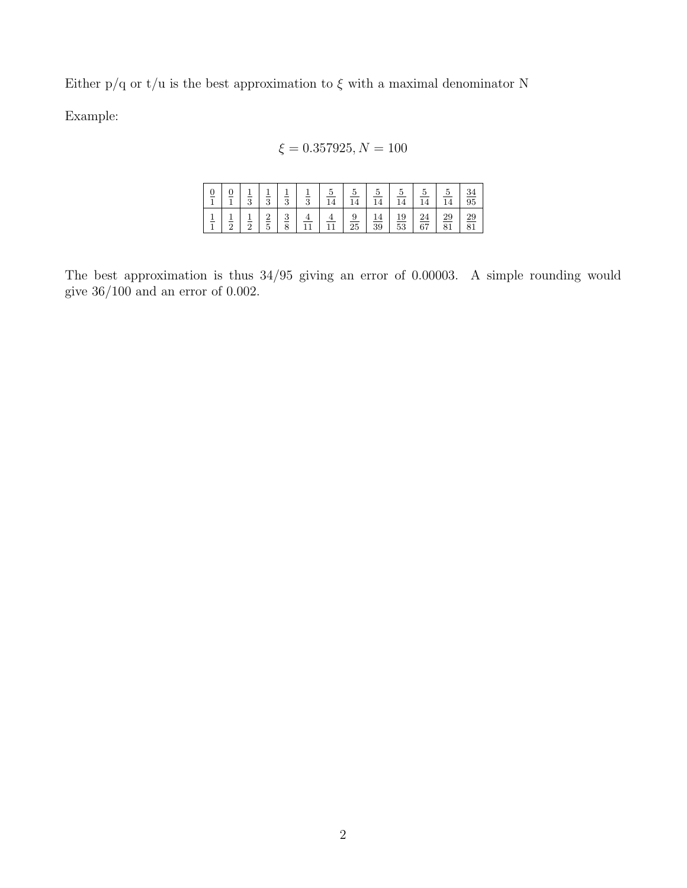Either p/q or t/u is the best approximation to $\xi$ with a maximal denominator N

Example:

$$\xi = 0.357925, N = 100$$

| | | | | | | | | | | | | |
|---|---|---|---|---|---|---|---|---|---|---|---|---|
| $\frac{0}{1}$ | $\frac{0}{1}$ | $\frac{1}{3}$ | $\frac{1}{3}$ | $\frac{1}{3}$ | $\frac{1}{3}$ | $\frac{5}{14}$ | $\frac{5}{14}$ | $\frac{5}{14}$ | $\frac{5}{14}$ | $\frac{5}{14}$ | $\frac{5}{14}$ | $\frac{34}{95}$ |
| $\frac{1}{1}$ | $\frac{1}{2}$ | $\frac{1}{2}$ | $\frac{2}{5}$ | $\frac{3}{8}$ | $\frac{4}{11}$ | $\frac{4}{11}$ | $\frac{9}{25}$ | $\frac{14}{39}$ | $\frac{19}{53}$ | $\frac{24}{67}$ | $\frac{29}{81}$ | $\frac{29}{81}$ |

The best approximation is thus 34/95 giving an error of 0.00003. A simple rounding would give 36/100 and an error of 0.002.